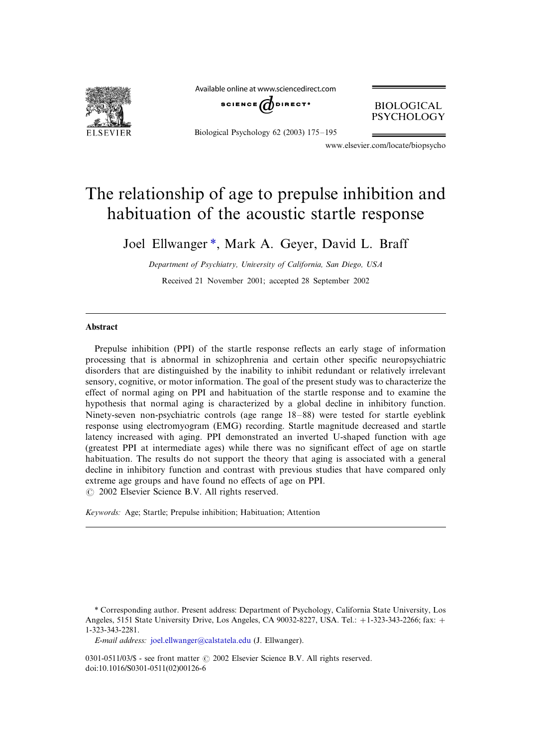# The relationship of age to prepulse inhibition and habituation of the acoustic startle response

Joel Ellwanger *, Mark A. Geyer, David L. Braff

*Department of Psychiatry, University of California, San Diego, USA*

Received 21 November 2001; accepted 28 September 2002

## Abstract

Prepulse inhibition (PPI) of the startle response reflects an early stage of information processing that is abnormal in schizophrenia and certain other specific neuropsychiatric disorders that are distinguished by the inability to inhibit redundant or relatively irrelevant sensory, cognitive, or motor information. The goal of the present study was to characterize the effect of normal aging on PPI and habituation of the startle response and to examine the hypothesis that normal aging is characterized by a global decline in inhibitory function. Ninety-seven non-psychiatric controls (age range 18–88) were tested for startle eyeblink response using electromyogram (EMG) recording. Startle magnitude decreased and startle latency increased with aging. PPI demonstrated an inverted U-shaped function with age (greatest PPI at intermediate ages) while there was no significant effect of age on startle habituation. The results do not support the theory that aging is associated with a general decline in inhibitory function and contrast with previous studies that have compared only extreme age groups and have found no effects of age on PPI.

© 2002 Elsevier Science B.V. All rights reserved.

*Keywords:* Age; Startle; Prepulse inhibition; Habituation; Attention

---

* Corresponding author. Present address: Department of Psychology, California State University, Los Angeles, 5151 State University Drive, Los Angeles, CA 90032-8227, USA. Tel.: +1-323-343-2266; fax: +1-323-343-2281.

*E-mail address:* joel.ellwanger@calstatela.edu (J. Ellwanger).

0301-0511/03/$ - see front matter © 2002 Elsevier Science B.V. All rights reserved.
doi:10.1016/S0301-0511(02)00126-6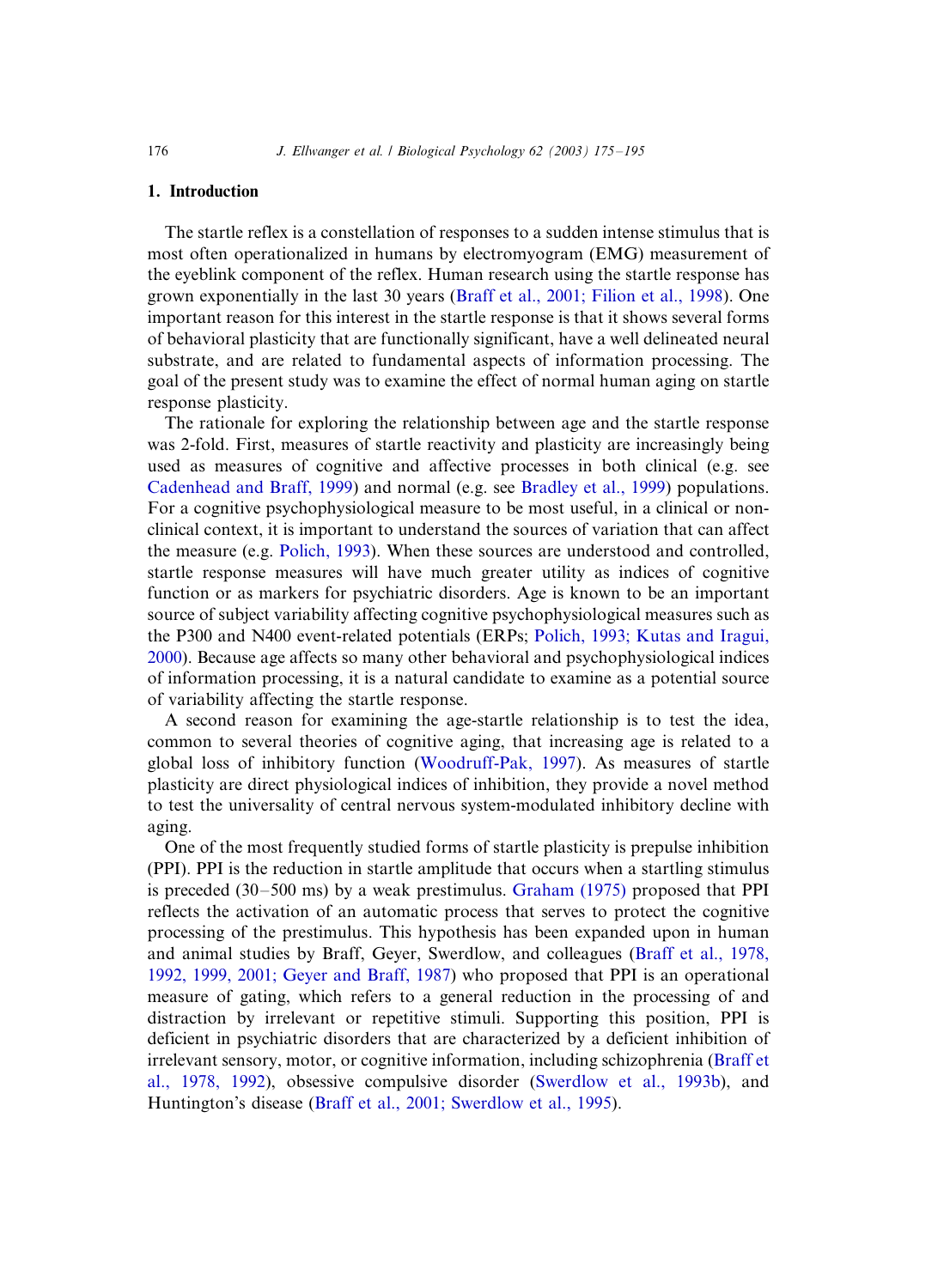## 1. Introduction

The startle reflex is a constellation of responses to a sudden intense stimulus that is most often operationalized in humans by electromyogram (EMG) measurement of the eyeblink component of the reflex. Human research using the startle response has grown exponentially in the last 30 years (Braff et al., 2001; Filion et al., 1998). One important reason for this interest in the startle response is that it shows several forms of behavioral plasticity that are functionally significant, have a well delineated neural substrate, and are related to fundamental aspects of information processing. The goal of the present study was to examine the effect of normal human aging on startle response plasticity.

The rationale for exploring the relationship between age and the startle response was 2-fold. First, measures of startle reactivity and plasticity are increasingly being used as measures of cognitive and affective processes in both clinical (e.g. see Cadenhead and Braff, 1999) and normal (e.g. see Bradley et al., 1999) populations. For a cognitive psychophysiological measure to be most useful, in a clinical or non-clinical context, it is important to understand the sources of variation that can affect the measure (e.g. Polich, 1993). When these sources are understood and controlled, startle response measures will have much greater utility as indices of cognitive function or as markers for psychiatric disorders. Age is known to be an important source of subject variability affecting cognitive psychophysiological measures such as the P300 and N400 event-related potentials (ERPs; Polich, 1993; Kutas and Iragui, 2000). Because age affects so many other behavioral and psychophysiological indices of information processing, it is a natural candidate to examine as a potential source of variability affecting the startle response.

A second reason for examining the age-startle relationship is to test the idea, common to several theories of cognitive aging, that increasing age is related to a global loss of inhibitory function (Woodruff-Pak, 1997). As measures of startle plasticity are direct physiological indices of inhibition, they provide a novel method to test the universality of central nervous system-modulated inhibitory decline with aging.

One of the most frequently studied forms of startle plasticity is prepulse inhibition (PPI). PPI is the reduction in startle amplitude that occurs when a startling stimulus is preceded (30–500 ms) by a weak prestimulus. Graham (1975) proposed that PPI reflects the activation of an automatic process that serves to protect the cognitive processing of the prestimulus. This hypothesis has been expanded upon in human and animal studies by Braff, Geyer, Swerdlow, and colleagues (Braff et al., 1978, 1992, 1999, 2001; Geyer and Braff, 1987) who proposed that PPI is an operational measure of gating, which refers to a general reduction in the processing of and distraction by irrelevant or repetitive stimuli. Supporting this position, PPI is deficient in psychiatric disorders that are characterized by a deficient inhibition of irrelevant sensory, motor, or cognitive information, including schizophrenia (Braff et al., 1978, 1992), obsessive compulsive disorder (Swerdlow et al., 1993b), and Huntington's disease (Braff et al., 2001; Swerdlow et al., 1995).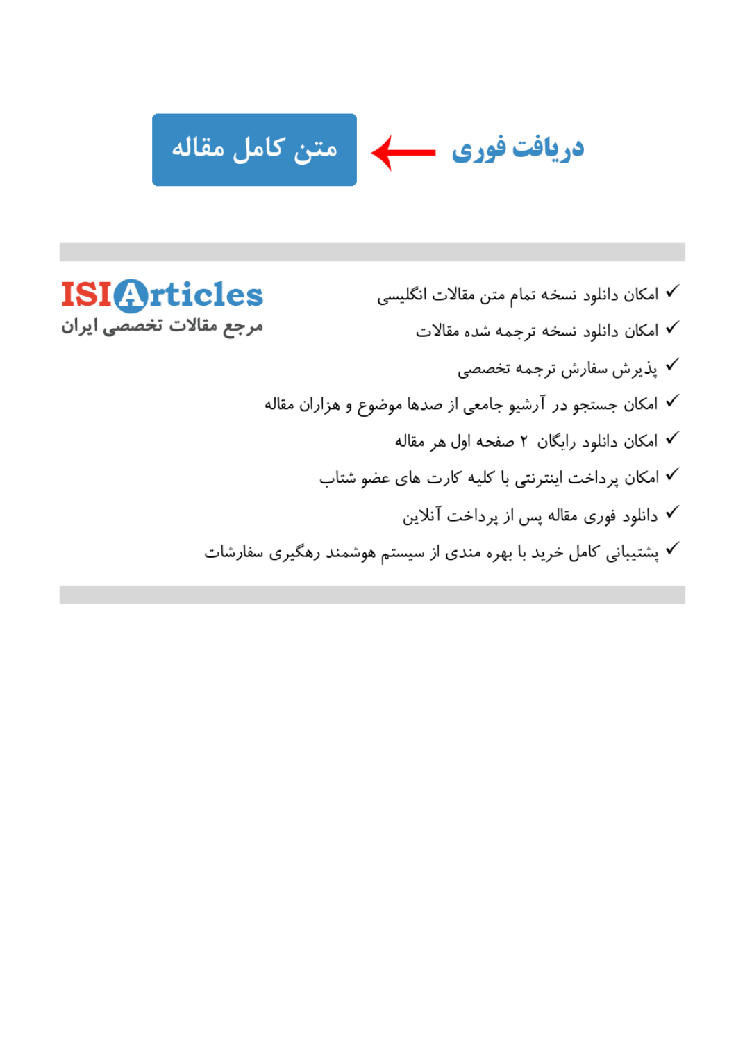دریافت فوری ← متن کامل مقاله

ISIArticles
مرجع مقالات تخصصی ایران

- ✓ امکان دانلود نسخه تمام متن مقالات انگلیسی
- ✓ امکان دانلود نسخه ترجمه شده مقالات
- ✓ پذیرش سفارش ترجمه تخصصی
- ✓ امکان جستجو در آرشیو جامعی از صدها موضوع و هزاران مقاله
- ✓ امکان دانلود رایگان ۲ صفحه اول هر مقاله
- ✓ امکان پرداخت اینترنتی با کلیه کارت های عضو شتاب
- ✓ دانلود فوری مقاله پس از پرداخت آنلاین
- ✓ پشتیبانی کامل خرید با بهره مندی از سیستم هوشمند رهگیری سفارشات